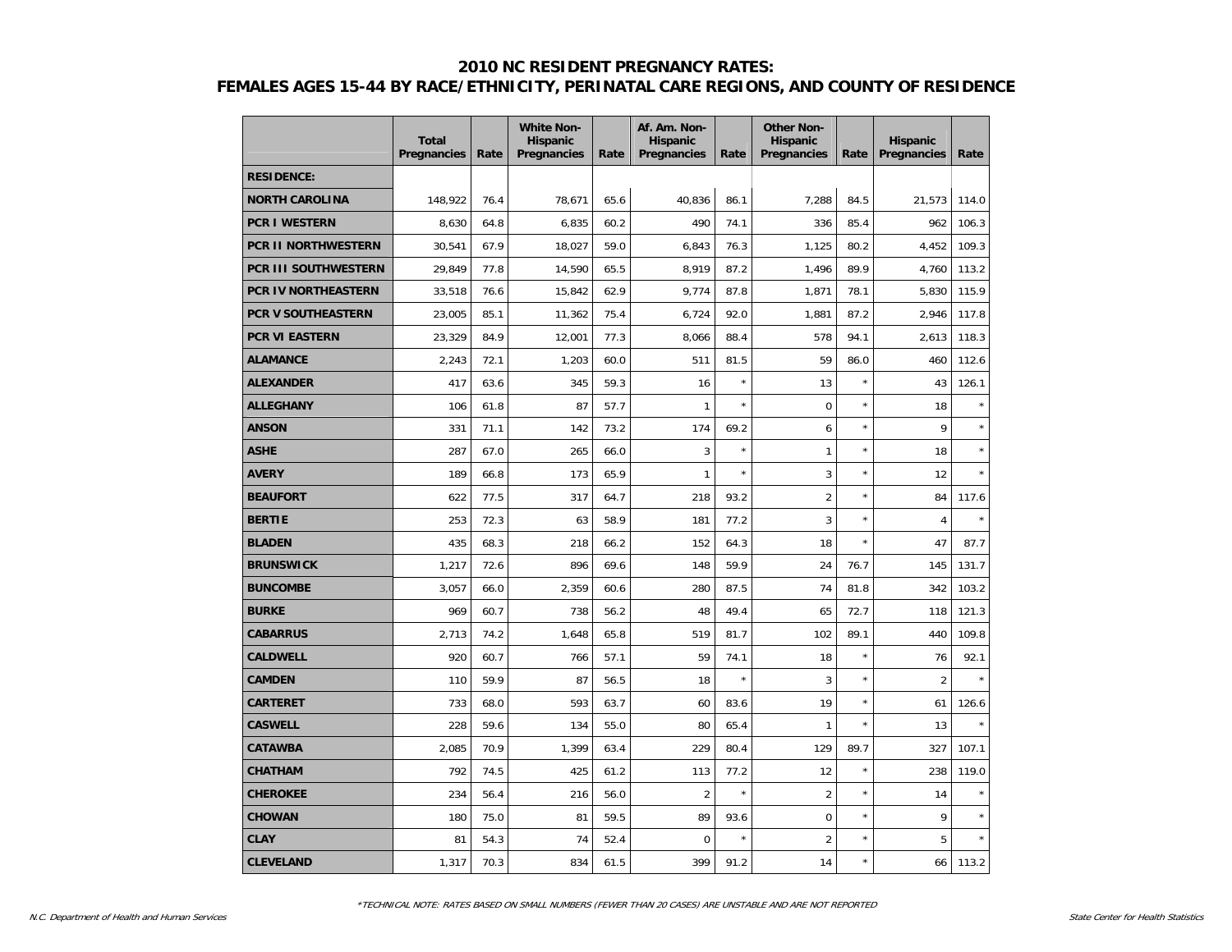# 2010 NC RESIDENT PREGNANCY RATES:
## FEMALES AGES 15-44 BY RACE/ETHNICITY, PERINATAL CARE REGIONS, AND COUNTY OF RESIDENCE

| | Total Pregnancies | Rate | White Non-Hispanic Pregnancies | Rate | Af. Am. Non-Hispanic Pregnancies | Rate | Other Non-Hispanic Pregnancies | Rate | Hispanic Pregnancies | Rate |
|---|---|---|---|---|---|---|---|---|---|---|
| **RESIDENCE:** | | | | | | | | | | |
| **NORTH CAROLINA** | 148,922 | 76.4 | 78,671 | 65.6 | 40,836 | 86.1 | 7,288 | 84.5 | 21,573 | 114.0 |
| **PCR I WESTERN** | 8,630 | 64.8 | 6,835 | 60.2 | 490 | 74.1 | 336 | 85.4 | 962 | 106.3 |
| **PCR II NORTHWESTERN** | 30,541 | 67.9 | 18,027 | 59.0 | 6,843 | 76.3 | 1,125 | 80.2 | 4,452 | 109.3 |
| **PCR III SOUTHWESTERN** | 29,849 | 77.8 | 14,590 | 65.5 | 8,919 | 87.2 | 1,496 | 89.9 | 4,760 | 113.2 |
| **PCR IV NORTHEASTERN** | 33,518 | 76.6 | 15,842 | 62.9 | 9,774 | 87.8 | 1,871 | 78.1 | 5,830 | 115.9 |
| **PCR V SOUTHEASTERN** | 23,005 | 85.1 | 11,362 | 75.4 | 6,724 | 92.0 | 1,881 | 87.2 | 2,946 | 117.8 |
| **PCR VI EASTERN** | 23,329 | 84.9 | 12,001 | 77.3 | 8,066 | 88.4 | 578 | 94.1 | 2,613 | 118.3 |
| **ALAMANCE** | 2,243 | 72.1 | 1,203 | 60.0 | 511 | 81.5 | 59 | 86.0 | 460 | 112.6 |
| **ALEXANDER** | 417 | 63.6 | 345 | 59.3 | 16 | * | 13 | * | 43 | 126.1 |
| **ALLEGHANY** | 106 | 61.8 | 87 | 57.7 | 1 | * | 0 | * | 18 | * |
| **ANSON** | 331 | 71.1 | 142 | 73.2 | 174 | 69.2 | 6 | * | 9 | * |
| **ASHE** | 287 | 67.0 | 265 | 66.0 | 3 | * | 1 | * | 18 | * |
| **AVERY** | 189 | 66.8 | 173 | 65.9 | 1 | * | 3 | * | 12 | * |
| **BEAUFORT** | 622 | 77.5 | 317 | 64.7 | 218 | 93.2 | 2 | * | 84 | 117.6 |
| **BERTIE** | 253 | 72.3 | 63 | 58.9 | 181 | 77.2 | 3 | * | 4 | * |
| **BLADEN** | 435 | 68.3 | 218 | 66.2 | 152 | 64.3 | 18 | * | 47 | 87.7 |
| **BRUNSWICK** | 1,217 | 72.6 | 896 | 69.6 | 148 | 59.9 | 24 | 76.7 | 145 | 131.7 |
| **BUNCOMBE** | 3,057 | 66.0 | 2,359 | 60.6 | 280 | 87.5 | 74 | 81.8 | 342 | 103.2 |
| **BURKE** | 969 | 60.7 | 738 | 56.2 | 48 | 49.4 | 65 | 72.7 | 118 | 121.3 |
| **CABARRUS** | 2,713 | 74.2 | 1,648 | 65.8 | 519 | 81.7 | 102 | 89.1 | 440 | 109.8 |
| **CALDWELL** | 920 | 60.7 | 766 | 57.1 | 59 | 74.1 | 18 | * | 76 | 92.1 |
| **CAMDEN** | 110 | 59.9 | 87 | 56.5 | 18 | * | 3 | * | 2 | * |
| **CARTERET** | 733 | 68.0 | 593 | 63.7 | 60 | 83.6 | 19 | * | 61 | 126.6 |
| **CASWELL** | 228 | 59.6 | 134 | 55.0 | 80 | 65.4 | 1 | * | 13 | * |
| **CATAWBA** | 2,085 | 70.9 | 1,399 | 63.4 | 229 | 80.4 | 129 | 89.7 | 327 | 107.1 |
| **CHATHAM** | 792 | 74.5 | 425 | 61.2 | 113 | 77.2 | 12 | * | 238 | 119.0 |
| **CHEROKEE** | 234 | 56.4 | 216 | 56.0 | 2 | * | 2 | * | 14 | * |
| **CHOWAN** | 180 | 75.0 | 81 | 59.5 | 89 | 93.6 | 0 | * | 9 | * |
| **CLAY** | 81 | 54.3 | 74 | 52.4 | 0 | * | 2 | * | 5 | * |
| **CLEVELAND** | 1,317 | 70.3 | 834 | 61.5 | 399 | 91.2 | 14 | * | 66 | 113.2 |

*TECHNICAL NOTE: RATES BASED ON SMALL NUMBERS (FEWER THAN 20 CASES) ARE UNSTABLE AND ARE NOT REPORTED

N.C. Department of Health and Human Services

State Center for Health Statistics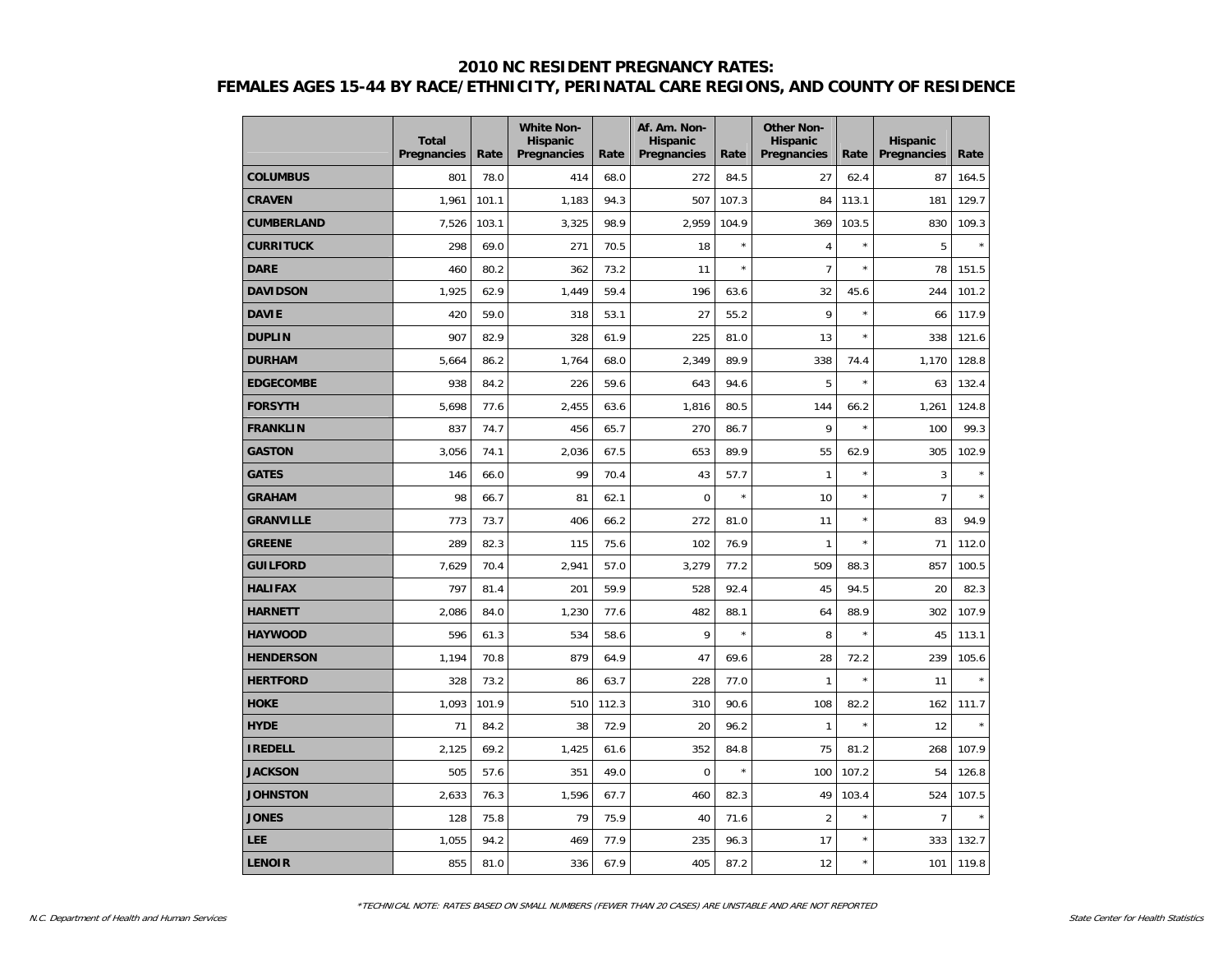## 2010 NC RESIDENT PREGNANCY RATES:
## FEMALES AGES 15-44 BY RACE/ETHNICITY, PERINATAL CARE REGIONS, AND COUNTY OF RESIDENCE

| | Total Pregnancies | Rate | White Non-Hispanic Pregnancies | Rate | Af. Am. Non-Hispanic Pregnancies | Rate | Other Non-Hispanic Pregnancies | Rate | Hispanic Pregnancies | Rate |
|---|---|---|---|---|---|---|---|---|---|---|
| **COLUMBUS** | 801 | 78.0 | 414 | 68.0 | 272 | 84.5 | 27 | 62.4 | 87 | 164.5 |
| **CRAVEN** | 1,961 | 101.1 | 1,183 | 94.3 | 507 | 107.3 | 84 | 113.1 | 181 | 129.7 |
| **CUMBERLAND** | 7,526 | 103.1 | 3,325 | 98.9 | 2,959 | 104.9 | 369 | 103.5 | 830 | 109.3 |
| **CURRITUCK** | 298 | 69.0 | 271 | 70.5 | 18 | * | 4 | * | 5 | * |
| **DARE** | 460 | 80.2 | 362 | 73.2 | 11 | * | 7 | * | 78 | 151.5 |
| **DAVIDSON** | 1,925 | 62.9 | 1,449 | 59.4 | 196 | 63.6 | 32 | 45.6 | 244 | 101.2 |
| **DAVIE** | 420 | 59.0 | 318 | 53.1 | 27 | 55.2 | 9 | * | 66 | 117.9 |
| **DUPLIN** | 907 | 82.9 | 328 | 61.9 | 225 | 81.0 | 13 | * | 338 | 121.6 |
| **DURHAM** | 5,664 | 86.2 | 1,764 | 68.0 | 2,349 | 89.9 | 338 | 74.4 | 1,170 | 128.8 |
| **EDGECOMBE** | 938 | 84.2 | 226 | 59.6 | 643 | 94.6 | 5 | * | 63 | 132.4 |
| **FORSYTH** | 5,698 | 77.6 | 2,455 | 63.6 | 1,816 | 80.5 | 144 | 66.2 | 1,261 | 124.8 |
| **FRANKLIN** | 837 | 74.7 | 456 | 65.7 | 270 | 86.7 | 9 | * | 100 | 99.3 |
| **GASTON** | 3,056 | 74.1 | 2,036 | 67.5 | 653 | 89.9 | 55 | 62.9 | 305 | 102.9 |
| **GATES** | 146 | 66.0 | 99 | 70.4 | 43 | 57.7 | 1 | * | 3 | * |
| **GRAHAM** | 98 | 66.7 | 81 | 62.1 | 0 | * | 10 | * | 7 | * |
| **GRANVILLE** | 773 | 73.7 | 406 | 66.2 | 272 | 81.0 | 11 | * | 83 | 94.9 |
| **GREENE** | 289 | 82.3 | 115 | 75.6 | 102 | 76.9 | 1 | * | 71 | 112.0 |
| **GUILFORD** | 7,629 | 70.4 | 2,941 | 57.0 | 3,279 | 77.2 | 509 | 88.3 | 857 | 100.5 |
| **HALIFAX** | 797 | 81.4 | 201 | 59.9 | 528 | 92.4 | 45 | 94.5 | 20 | 82.3 |
| **HARNETT** | 2,086 | 84.0 | 1,230 | 77.6 | 482 | 88.1 | 64 | 88.9 | 302 | 107.9 |
| **HAYWOOD** | 596 | 61.3 | 534 | 58.6 | 9 | * | 8 | * | 45 | 113.1 |
| **HENDERSON** | 1,194 | 70.8 | 879 | 64.9 | 47 | 69.6 | 28 | 72.2 | 239 | 105.6 |
| **HERTFORD** | 328 | 73.2 | 86 | 63.7 | 228 | 77.0 | 1 | * | 11 | * |
| **HOKE** | 1,093 | 101.9 | 510 | 112.3 | 310 | 90.6 | 108 | 82.2 | 162 | 111.7 |
| **HYDE** | 71 | 84.2 | 38 | 72.9 | 20 | 96.2 | 1 | * | 12 | * |
| **IREDELL** | 2,125 | 69.2 | 1,425 | 61.6 | 352 | 84.8 | 75 | 81.2 | 268 | 107.9 |
| **JACKSON** | 505 | 57.6 | 351 | 49.0 | 0 | * | 100 | 107.2 | 54 | 126.8 |
| **JOHNSTON** | 2,633 | 76.3 | 1,596 | 67.7 | 460 | 82.3 | 49 | 103.4 | 524 | 107.5 |
| **JONES** | 128 | 75.8 | 79 | 75.9 | 40 | 71.6 | 2 | * | 7 | * |
| **LEE** | 1,055 | 94.2 | 469 | 77.9 | 235 | 96.3 | 17 | * | 333 | 132.7 |
| **LENOIR** | 855 | 81.0 | 336 | 67.9 | 405 | 87.2 | 12 | * | 101 | 119.8 |

*TECHNICAL NOTE: RATES BASED ON SMALL NUMBERS (FEWER THAN 20 CASES) ARE UNSTABLE AND ARE NOT REPORTED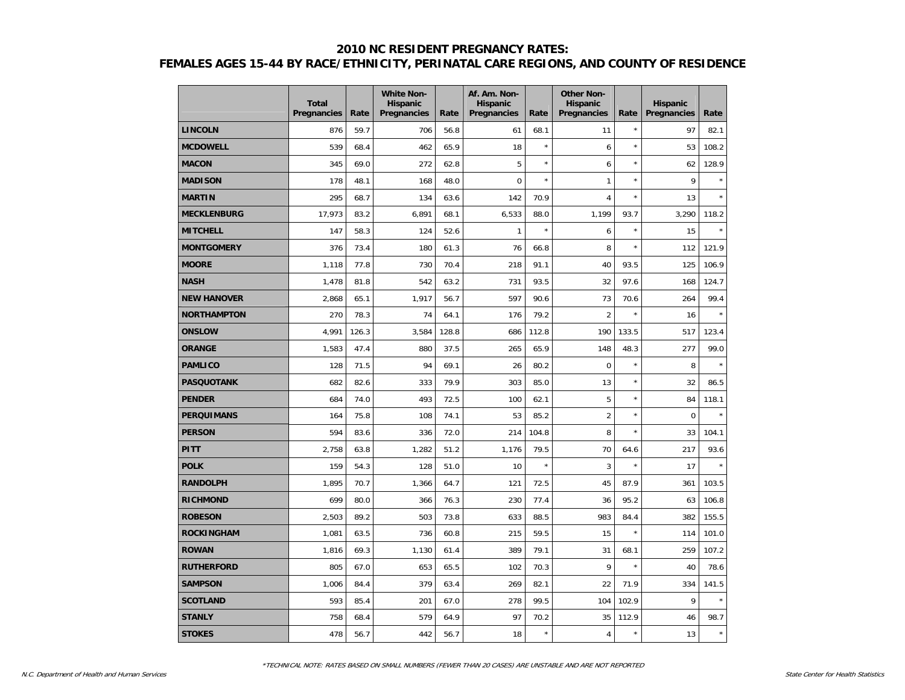# 2010 NC RESIDENT PREGNANCY RATES:
## FEMALES AGES 15-44 BY RACE/ETHNICITY, PERINATAL CARE REGIONS, AND COUNTY OF RESIDENCE

| | Total Pregnancies | Rate | White Non-Hispanic Pregnancies | Rate | Af. Am. Non-Hispanic Pregnancies | Rate | Other Non-Hispanic Pregnancies | Rate | Hispanic Pregnancies | Rate |
|---|---|---|---|---|---|---|---|---|---|---|
| **LINCOLN** | 876 | 59.7 | 706 | 56.8 | 61 | 68.1 | 11 | * | 97 | 82.1 |
| **MCDOWELL** | 539 | 68.4 | 462 | 65.9 | 18 | * | 6 | * | 53 | 108.2 |
| **MACON** | 345 | 69.0 | 272 | 62.8 | 5 | * | 6 | * | 62 | 128.9 |
| **MADISON** | 178 | 48.1 | 168 | 48.0 | 0 | * | 1 | * | 9 | * |
| **MARTIN** | 295 | 68.7 | 134 | 63.6 | 142 | 70.9 | 4 | * | 13 | * |
| **MECKLENBURG** | 17,973 | 83.2 | 6,891 | 68.1 | 6,533 | 88.0 | 1,199 | 93.7 | 3,290 | 118.2 |
| **MITCHELL** | 147 | 58.3 | 124 | 52.6 | 1 | * | 6 | * | 15 | * |
| **MONTGOMERY** | 376 | 73.4 | 180 | 61.3 | 76 | 66.8 | 8 | * | 112 | 121.9 |
| **MOORE** | 1,118 | 77.8 | 730 | 70.4 | 218 | 91.1 | 40 | 93.5 | 125 | 106.9 |
| **NASH** | 1,478 | 81.8 | 542 | 63.2 | 731 | 93.5 | 32 | 97.6 | 168 | 124.7 |
| **NEW HANOVER** | 2,868 | 65.1 | 1,917 | 56.7 | 597 | 90.6 | 73 | 70.6 | 264 | 99.4 |
| **NORTHAMPTON** | 270 | 78.3 | 74 | 64.1 | 176 | 79.2 | 2 | * | 16 | * |
| **ONSLOW** | 4,991 | 126.3 | 3,584 | 128.8 | 686 | 112.8 | 190 | 133.5 | 517 | 123.4 |
| **ORANGE** | 1,583 | 47.4 | 880 | 37.5 | 265 | 65.9 | 148 | 48.3 | 277 | 99.0 |
| **PAMLICO** | 128 | 71.5 | 94 | 69.1 | 26 | 80.2 | 0 | * | 8 | * |
| **PASQUOTANK** | 682 | 82.6 | 333 | 79.9 | 303 | 85.0 | 13 | * | 32 | 86.5 |
| **PENDER** | 684 | 74.0 | 493 | 72.5 | 100 | 62.1 | 5 | * | 84 | 118.1 |
| **PERQUIMANS** | 164 | 75.8 | 108 | 74.1 | 53 | 85.2 | 2 | * | 0 | * |
| **PERSON** | 594 | 83.6 | 336 | 72.0 | 214 | 104.8 | 8 | * | 33 | 104.1 |
| **PITT** | 2,758 | 63.8 | 1,282 | 51.2 | 1,176 | 79.5 | 70 | 64.6 | 217 | 93.6 |
| **POLK** | 159 | 54.3 | 128 | 51.0 | 10 | * | 3 | * | 17 | * |
| **RANDOLPH** | 1,895 | 70.7 | 1,366 | 64.7 | 121 | 72.5 | 45 | 87.9 | 361 | 103.5 |
| **RICHMOND** | 699 | 80.0 | 366 | 76.3 | 230 | 77.4 | 36 | 95.2 | 63 | 106.8 |
| **ROBESON** | 2,503 | 89.2 | 503 | 73.8 | 633 | 88.5 | 983 | 84.4 | 382 | 155.5 |
| **ROCKINGHAM** | 1,081 | 63.5 | 736 | 60.8 | 215 | 59.5 | 15 | * | 114 | 101.0 |
| **ROWAN** | 1,816 | 69.3 | 1,130 | 61.4 | 389 | 79.1 | 31 | 68.1 | 259 | 107.2 |
| **RUTHERFORD** | 805 | 67.0 | 653 | 65.5 | 102 | 70.3 | 9 | * | 40 | 78.6 |
| **SAMPSON** | 1,006 | 84.4 | 379 | 63.4 | 269 | 82.1 | 22 | 71.9 | 334 | 141.5 |
| **SCOTLAND** | 593 | 85.4 | 201 | 67.0 | 278 | 99.5 | 104 | 102.9 | 9 | * |
| **STANLY** | 758 | 68.4 | 579 | 64.9 | 97 | 70.2 | 35 | 112.9 | 46 | 98.7 |
| **STOKES** | 478 | 56.7 | 442 | 56.7 | 18 | * | 4 | * | 13 | * |

*TECHNICAL NOTE: RATES BASED ON SMALL NUMBERS (FEWER THAN 20 CASES) ARE UNSTABLE AND ARE NOT REPORTED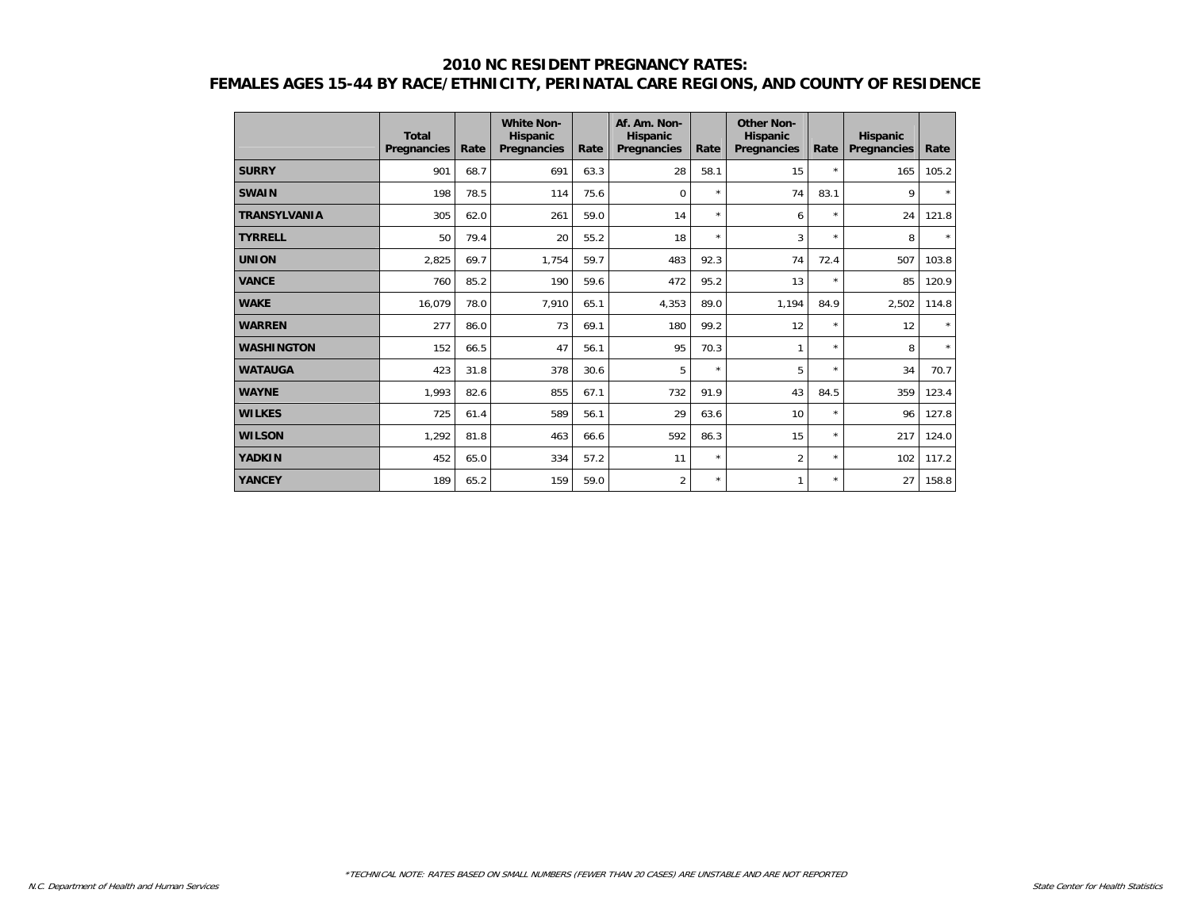## 2010 NC RESIDENT PREGNANCY RATES:
## FEMALES AGES 15-44 BY RACE/ETHNICITY, PERINATAL CARE REGIONS, AND COUNTY OF RESIDENCE

| | Total Pregnancies | Rate | White Non-Hispanic Pregnancies | Rate | Af. Am. Non-Hispanic Pregnancies | Rate | Other Non-Hispanic Pregnancies | Rate | Hispanic Pregnancies | Rate |
|---|---|---|---|---|---|---|---|---|---|---|
| **SURRY** | 901 | 68.7 | 691 | 63.3 | 28 | 58.1 | 15 | * | 165 | 105.2 |
| **SWAIN** | 198 | 78.5 | 114 | 75.6 | 0 | * | 74 | 83.1 | 9 | * |
| **TRANSYLVANIA** | 305 | 62.0 | 261 | 59.0 | 14 | * | 6 | * | 24 | 121.8 |
| **TYRRELL** | 50 | 79.4 | 20 | 55.2 | 18 | * | 3 | * | 8 | * |
| **UNION** | 2,825 | 69.7 | 1,754 | 59.7 | 483 | 92.3 | 74 | 72.4 | 507 | 103.8 |
| **VANCE** | 760 | 85.2 | 190 | 59.6 | 472 | 95.2 | 13 | * | 85 | 120.9 |
| **WAKE** | 16,079 | 78.0 | 7,910 | 65.1 | 4,353 | 89.0 | 1,194 | 84.9 | 2,502 | 114.8 |
| **WARREN** | 277 | 86.0 | 73 | 69.1 | 180 | 99.2 | 12 | * | 12 | * |
| **WASHINGTON** | 152 | 66.5 | 47 | 56.1 | 95 | 70.3 | 1 | * | 8 | * |
| **WATAUGA** | 423 | 31.8 | 378 | 30.6 | 5 | * | 5 | * | 34 | 70.7 |
| **WAYNE** | 1,993 | 82.6 | 855 | 67.1 | 732 | 91.9 | 43 | 84.5 | 359 | 123.4 |
| **WILKES** | 725 | 61.4 | 589 | 56.1 | 29 | 63.6 | 10 | * | 96 | 127.8 |
| **WILSON** | 1,292 | 81.8 | 463 | 66.6 | 592 | 86.3 | 15 | * | 217 | 124.0 |
| **YADKIN** | 452 | 65.0 | 334 | 57.2 | 11 | * | 2 | * | 102 | 117.2 |
| **YANCEY** | 189 | 65.2 | 159 | 59.0 | 2 | * | 1 | * | 27 | 158.8 |

*TECHNICAL NOTE: RATES BASED ON SMALL NUMBERS (FEWER THAN 20 CASES) ARE UNSTABLE AND ARE NOT REPORTED